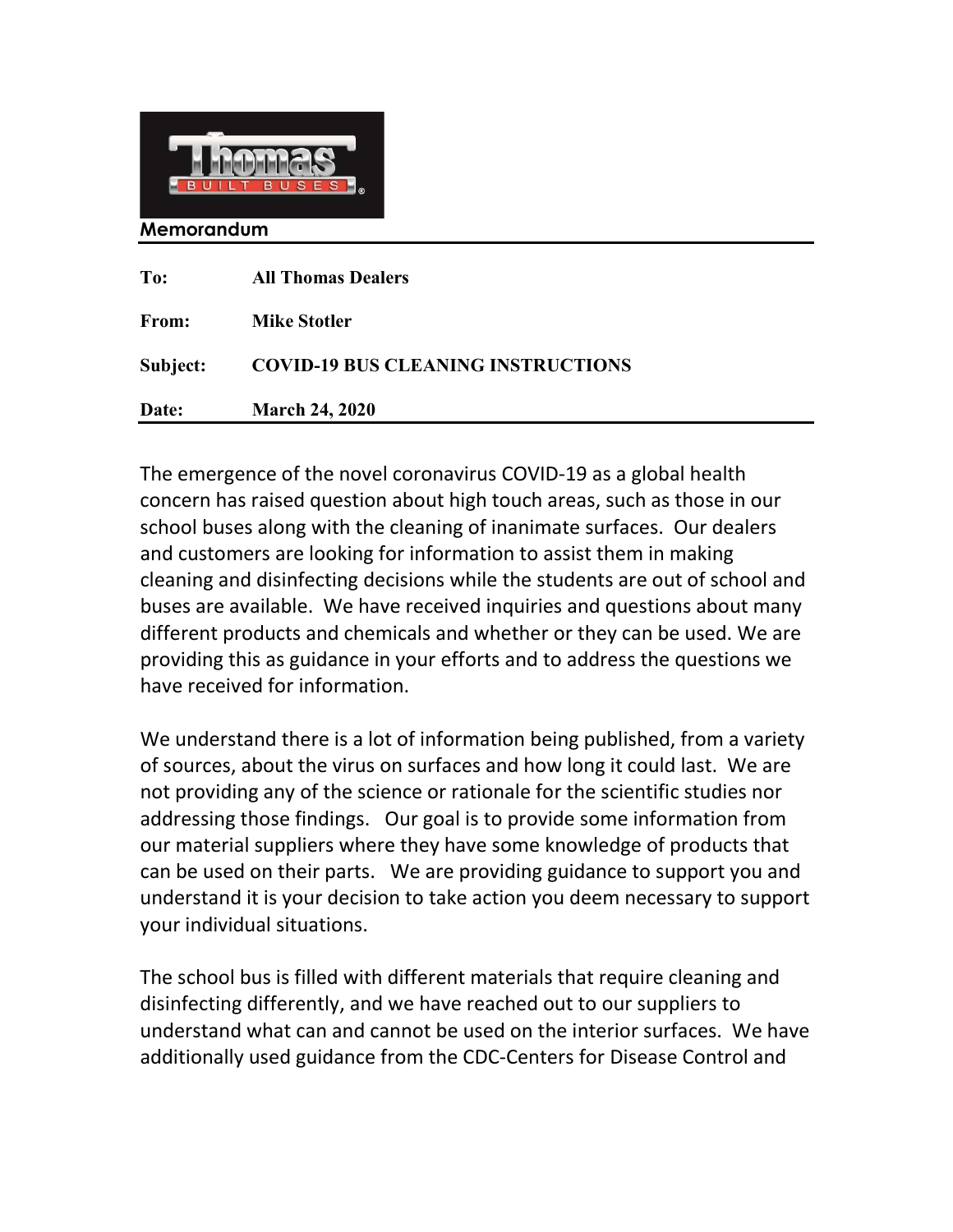**Memorandum**

| | |
|---|---|
| **To:** | **All Thomas Dealers** |
| **From:** | **Mike Stotler** |
| **Subject:** | **COVID-19 BUS CLEANING INSTRUCTIONS** |
| **Date:** | **March 24, 2020** |

The emergence of the novel coronavirus COVID-19 as a global health concern has raised question about high touch areas, such as those in our school buses along with the cleaning of inanimate surfaces. Our dealers and customers are looking for information to assist them in making cleaning and disinfecting decisions while the students are out of school and buses are available. We have received inquiries and questions about many different products and chemicals and whether or they can be used. We are providing this as guidance in your efforts and to address the questions we have received for information.

We understand there is a lot of information being published, from a variety of sources, about the virus on surfaces and how long it could last. We are not providing any of the science or rationale for the scientific studies nor addressing those findings. Our goal is to provide some information from our material suppliers where they have some knowledge of products that can be used on their parts. We are providing guidance to support you and understand it is your decision to take action you deem necessary to support your individual situations.

The school bus is filled with different materials that require cleaning and disinfecting differently, and we have reached out to our suppliers to understand what can and cannot be used on the interior surfaces. We have additionally used guidance from the CDC-Centers for Disease Control and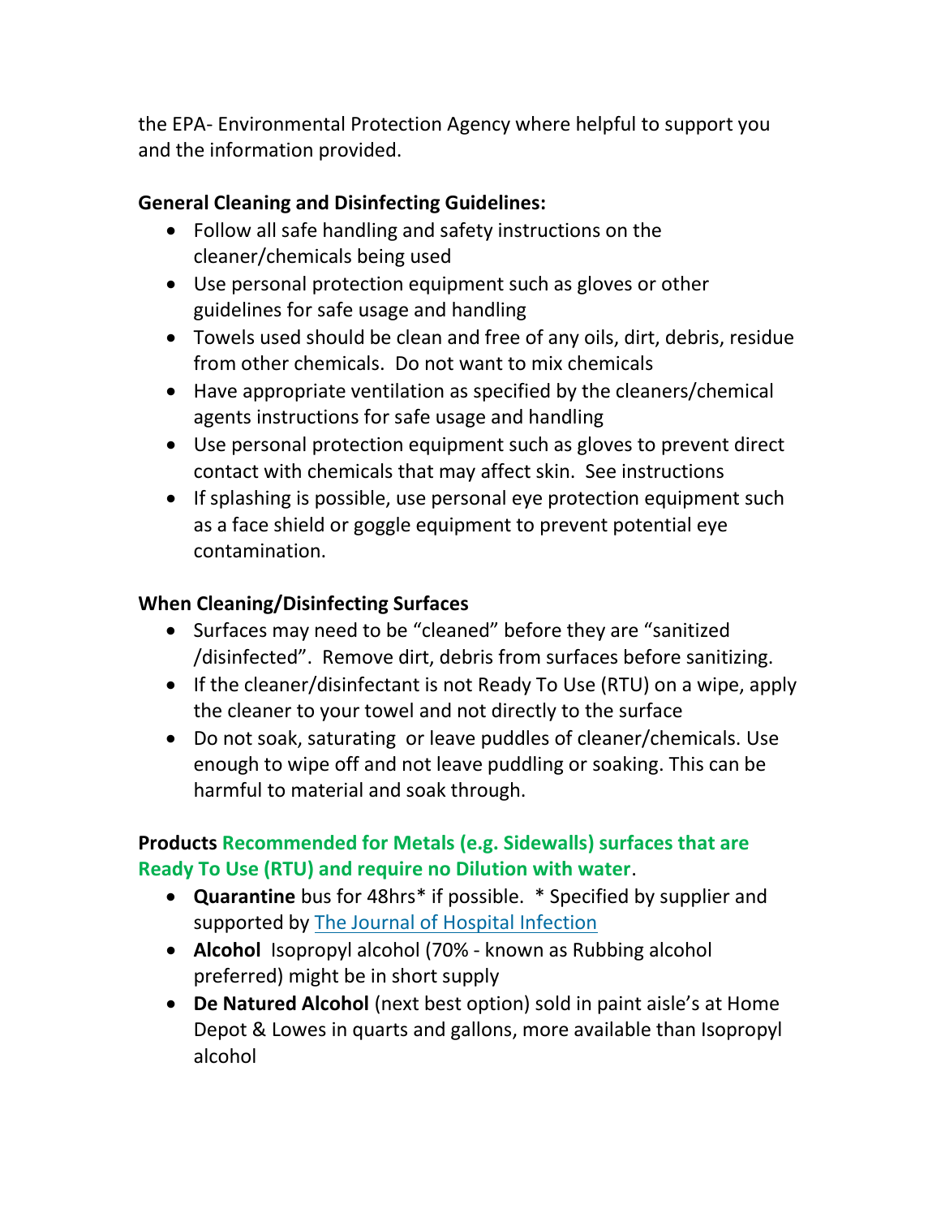the EPA- Environmental Protection Agency where helpful to support you and the information provided.

**General Cleaning and Disinfecting Guidelines:**

- Follow all safe handling and safety instructions on the cleaner/chemicals being used
- Use personal protection equipment such as gloves or other guidelines for safe usage and handling
- Towels used should be clean and free of any oils, dirt, debris, residue from other chemicals. Do not want to mix chemicals
- Have appropriate ventilation as specified by the cleaners/chemical agents instructions for safe usage and handling
- Use personal protection equipment such as gloves to prevent direct contact with chemicals that may affect skin. See instructions
- If splashing is possible, use personal eye protection equipment such as a face shield or goggle equipment to prevent potential eye contamination.

**When Cleaning/Disinfecting Surfaces**

- Surfaces may need to be "cleaned" before they are "sanitized /disinfected". Remove dirt, debris from surfaces before sanitizing.
- If the cleaner/disinfectant is not Ready To Use (RTU) on a wipe, apply the cleaner to your towel and not directly to the surface
- Do not soak, saturating or leave puddles of cleaner/chemicals. Use enough to wipe off and not leave puddling or soaking. This can be harmful to material and soak through.

**Products Recommended for Metals (e.g. Sidewalls) surfaces that are Ready To Use (RTU) and require no Dilution with water**.

- **Quarantine** bus for 48hrs* if possible. * Specified by supplier and supported by The Journal of Hospital Infection
- **Alcohol** Isopropyl alcohol (70% - known as Rubbing alcohol preferred) might be in short supply
- **De Natured Alcohol** (next best option) sold in paint aisle's at Home Depot & Lowes in quarts and gallons, more available than Isopropyl alcohol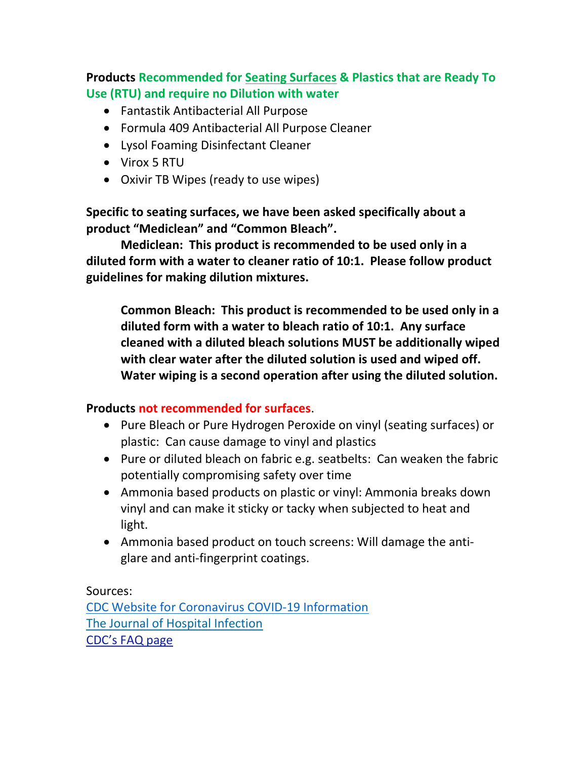**Products Recommended for Seating Surfaces & Plastics that are Ready To Use (RTU) and require no Dilution with water**

- Fantastik Antibacterial All Purpose
- Formula 409 Antibacterial All Purpose Cleaner
- Lysol Foaming Disinfectant Cleaner
- Virox 5 RTU
- Oxivir TB Wipes (ready to use wipes)

**Specific to seating surfaces, we have been asked specifically about a product "Mediclean" and "Common Bleach".**

**Mediclean: This product is recommended to be used only in a diluted form with a water to cleaner ratio of 10:1. Please follow product guidelines for making dilution mixtures.**

**Common Bleach: This product is recommended to be used only in a diluted form with a water to bleach ratio of 10:1. Any surface cleaned with a diluted bleach solutions MUST be additionally wiped with clear water after the diluted solution is used and wiped off. Water wiping is a second operation after using the diluted solution.**

**Products not recommended for surfaces**.

- Pure Bleach or Pure Hydrogen Peroxide on vinyl (seating surfaces) or plastic: Can cause damage to vinyl and plastics
- Pure or diluted bleach on fabric e.g. seatbelts: Can weaken the fabric potentially compromising safety over time
- Ammonia based products on plastic or vinyl: Ammonia breaks down vinyl and can make it sticky or tacky when subjected to heat and light.
- Ammonia based product on touch screens: Will damage the anti-glare and anti-fingerprint coatings.

Sources:
CDC Website for Coronavirus COVID-19 Information
The Journal of Hospital Infection
CDC's FAQ page